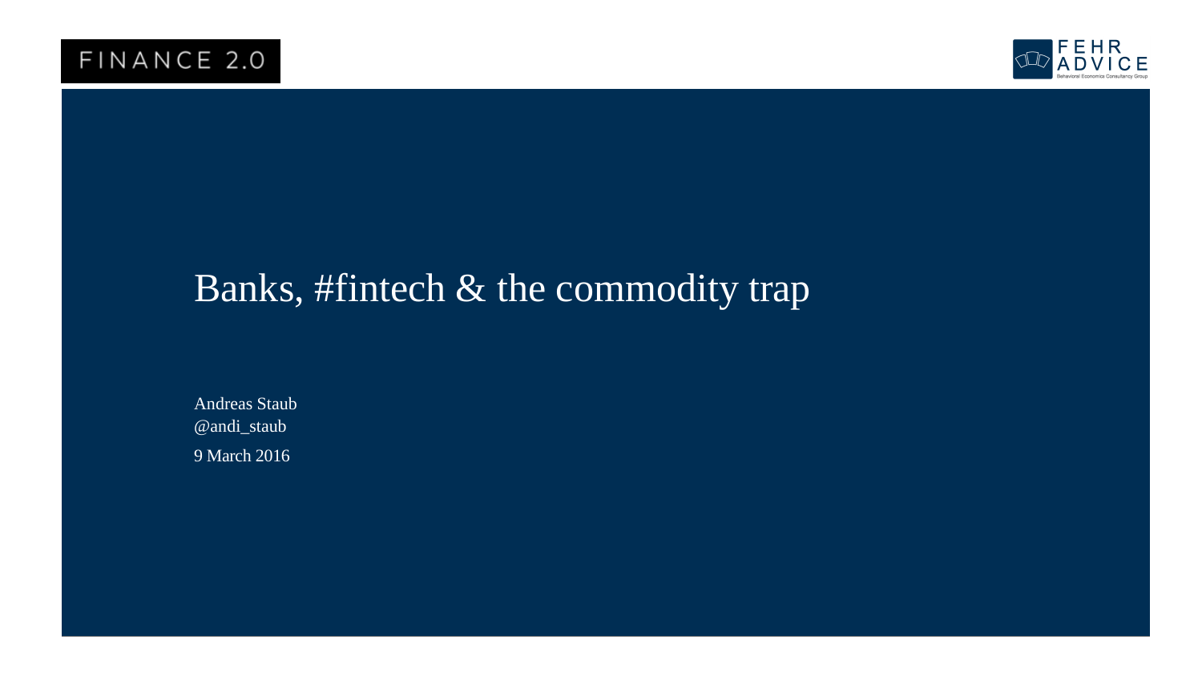FINANCE 2.0

FEHR ADVICE
Behavioral Economics Consultancy Group

# Banks, #fintech & the commodity trap

Andreas Staub
@andi_staub
9 March 2016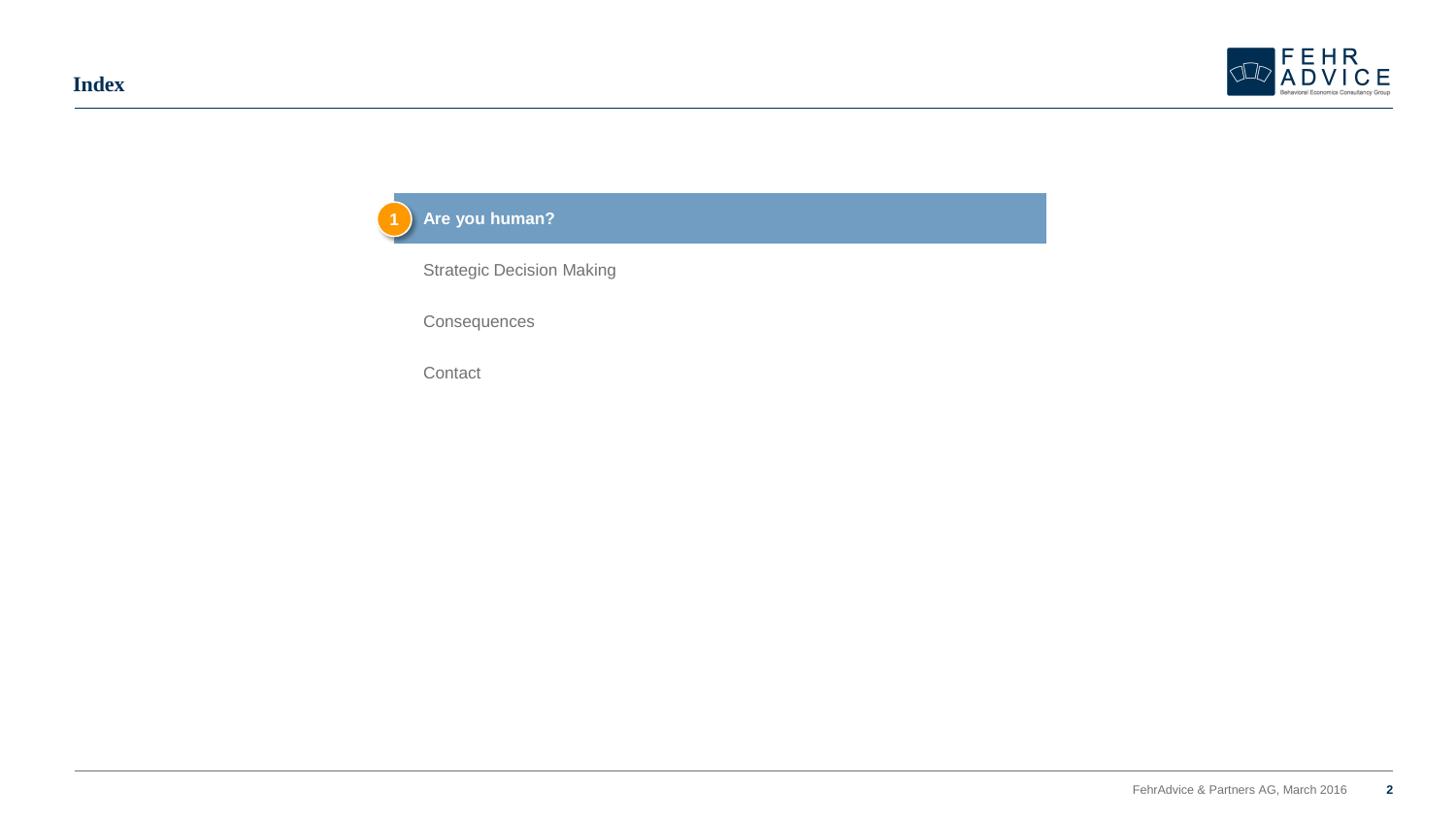# Index

1. **Are you human?**

Strategic Decision Making

Consequences

Contact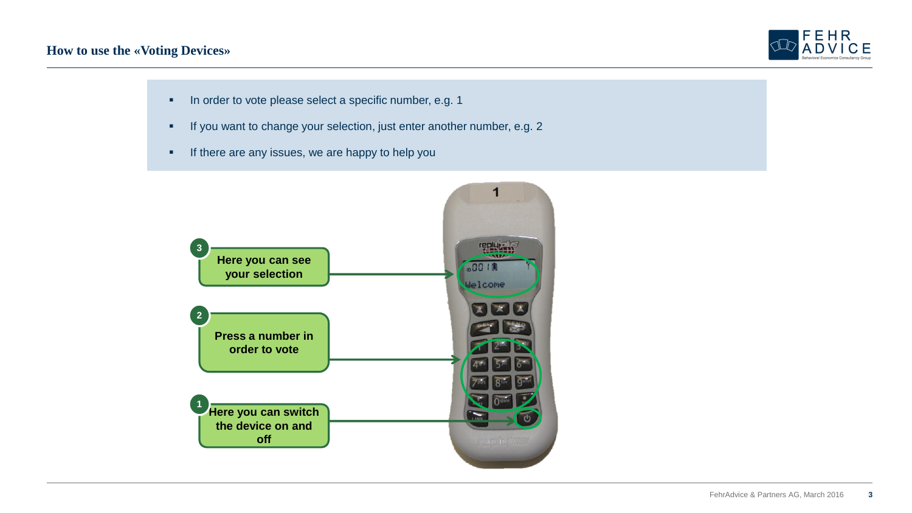# How to use the «Voting Devices»

- In order to vote please select a specific number, e.g. 1
- If you want to change your selection, just enter another number, e.g. 2
- If there are any issues, we are happy to help you

3. Here you can see your selection
2. Press a number in order to vote
1. Here you can switch the device on and off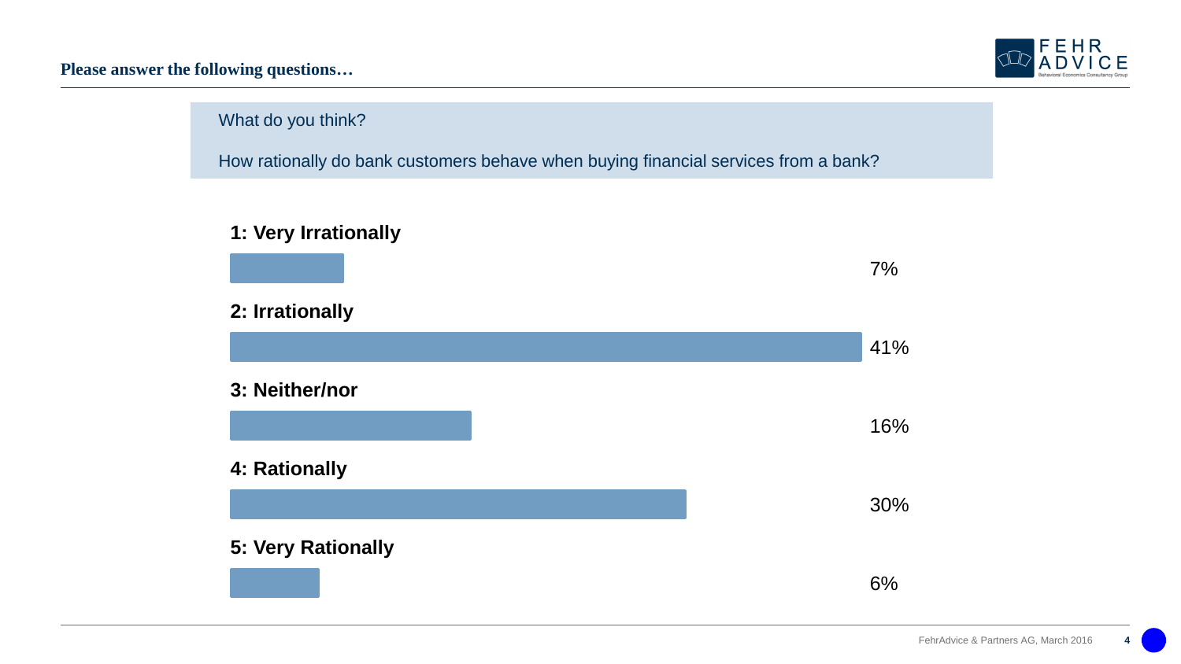**Please answer the following questions…**

What do you think?

How rationally do bank customers behave when buying financial services from a bank?

| Response | Share |
| --- | --- |
| 1: Very Irrationally | 7% |
| 2: Irrationally | 41% |
| 3: Neither/nor | 16% |
| 4: Rationally | 30% |
| 5: Very Rationally | 6% |

FehrAdvice & Partners AG, March 2016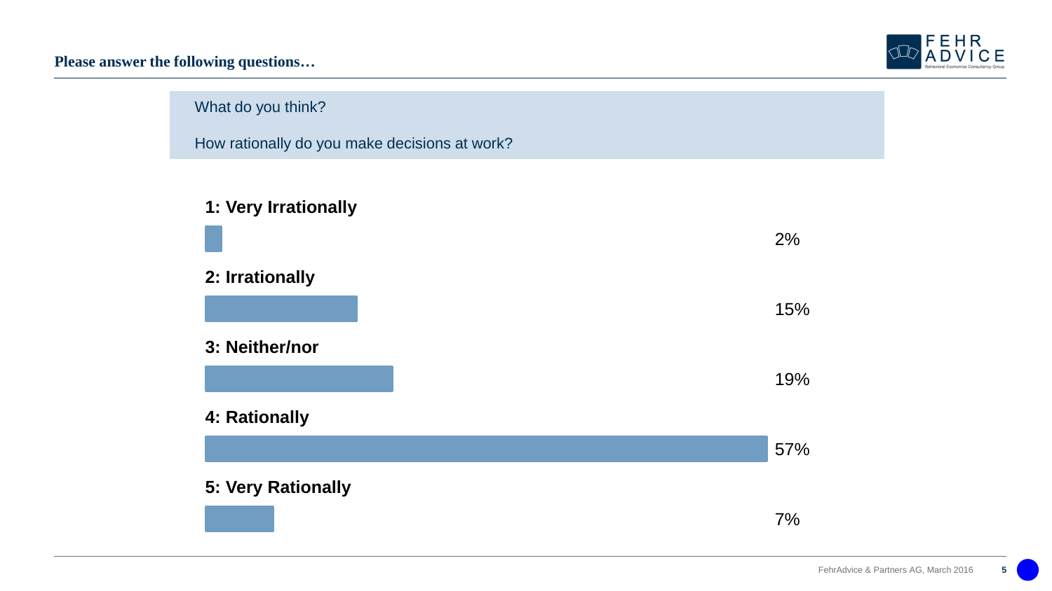## Please answer the following questions…

What do you think?

How rationally do you make decisions at work?

| Response | Percentage |
|---|---|
| 1: Very Irrationally | 2% |
| 2: Irrationally | 15% |
| 3: Neither/nor | 19% |
| 4: Rationally | 57% |
| 5: Very Rationally | 7% |

FehrAdvice & Partners AG, March 2016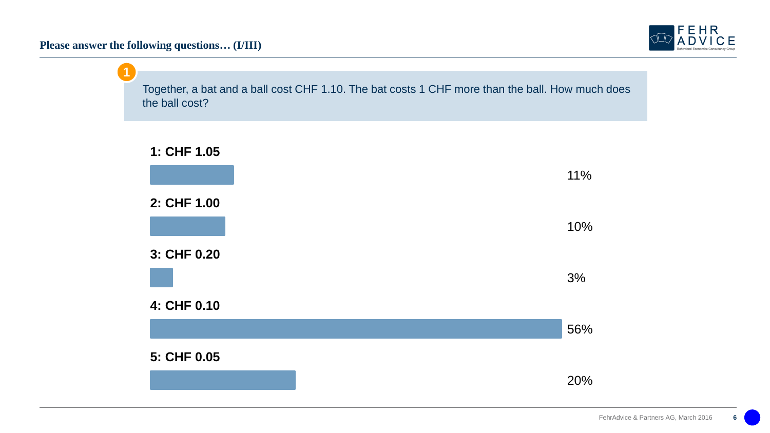## Please answer the following questions… (I/III)

**1**

Together, a bat and a ball cost CHF 1.10. The bat costs 1 CHF more than the ball. How much does the ball cost?

| Answer | Share |
|---|---|
| **1: CHF 1.05** | 11% |
| **2: CHF 1.00** | 10% |
| **3: CHF 0.20** | 3% |
| **4: CHF 0.10** | 56% |
| **5: CHF 0.05** | 20% |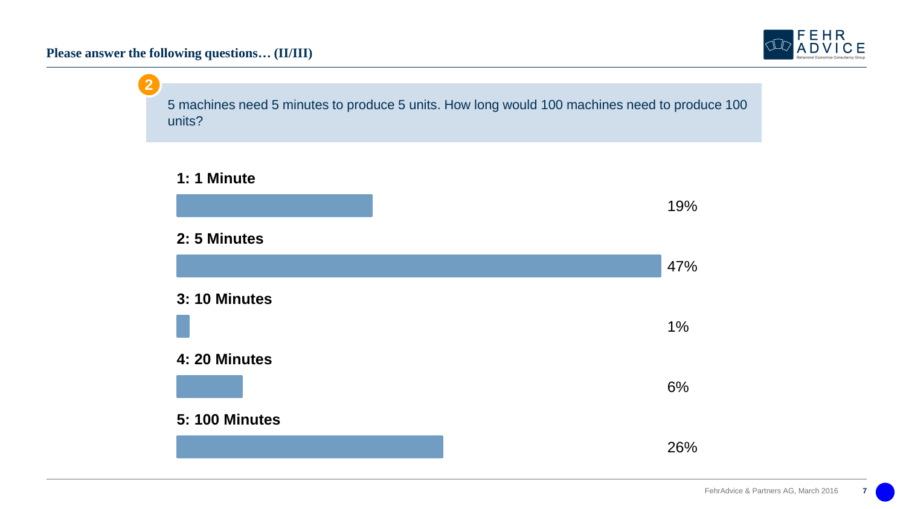## Please answer the following questions… (II/III)

**2**

5 machines need 5 minutes to produce 5 units. How long would 100 machines need to produce 100 units?

| Answer | Share |
| --- | --- |
| **1: 1 Minute** | 19% |
| **2: 5 Minutes** | 47% |
| **3: 10 Minutes** | 1% |
| **4: 20 Minutes** | 6% |
| **5: 100 Minutes** | 26% |

FehrAdvice & Partners AG, March 2016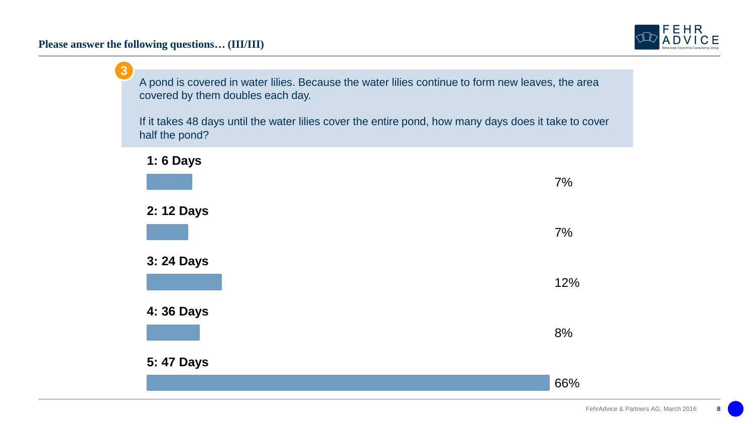## Please answer the following questions… (III/III)

**3**

A pond is covered in water lilies. Because the water lilies continue to form new leaves, the area covered by them doubles each day.

If it takes 48 days until the water lilies cover the entire pond, how many days does it take to cover half the pond?

| Answer | Share |
| --- | --- |
| **1: 6 Days** | 7% |
| **2: 12 Days** | 7% |
| **3: 24 Days** | 12% |
| **4: 36 Days** | 8% |
| **5: 47 Days** | 66% |

FehrAdvice & Partners AG, March 2016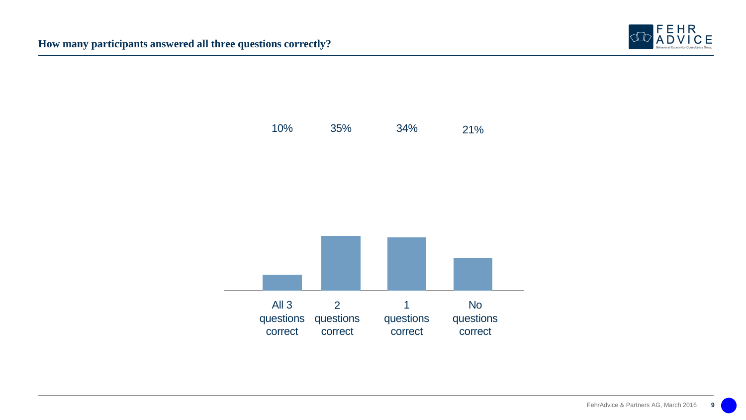## How many participants answered all three questions correctly?

| All 3 questions correct | 2 questions correct | 1 questions correct | No questions correct |
| --- | --- | --- | --- |
| 10% | 35% | 34% | 21% |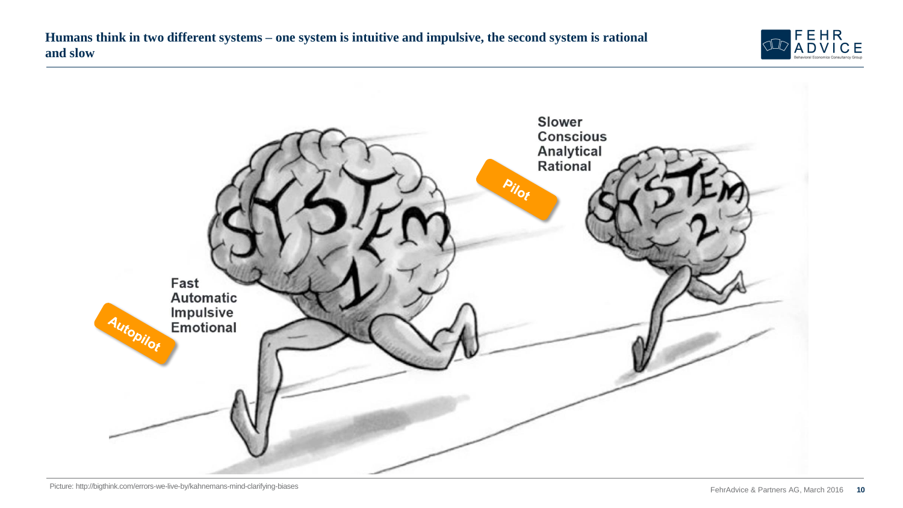## Humans think in two different systems – one system is intuitive and impulsive, the second system is rational and slow

Fast
Automatic
Impulsive
Emotional

Autopilot

Slower
Conscious
Analytical
Rational

Pilot

Picture: http://bigthink.com/errors-we-live-by/kahnemans-mind-clarifying-biases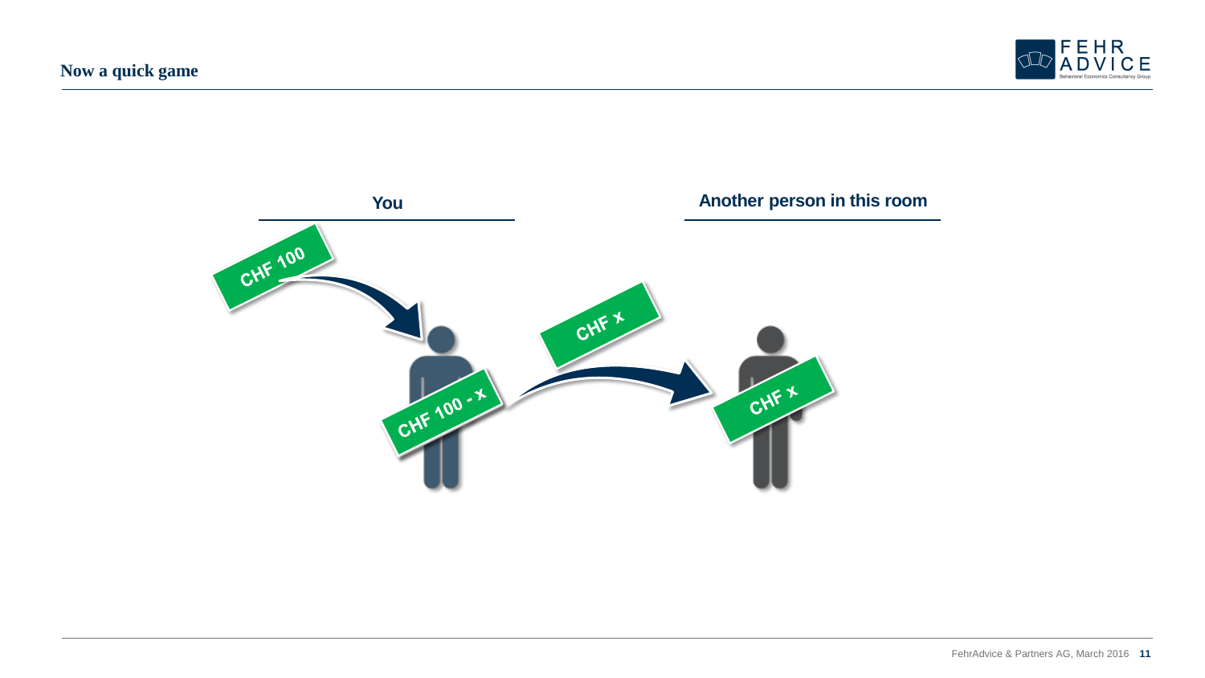## Now a quick game

**You**

**Another person in this room**

CHF 100

CHF x

CHF 100 - x

CHF x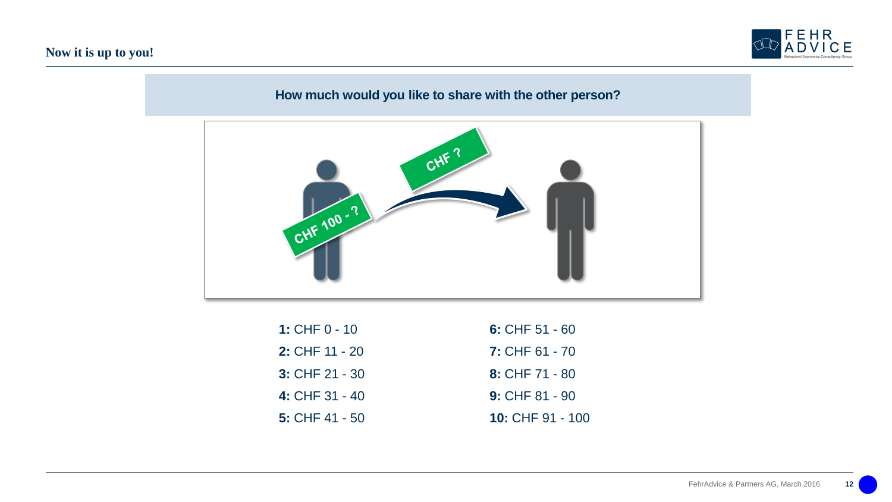## Now it is up to you!

**How much would you like to share with the other person?**

CHF ?

CHF 100 - ?

**1:** CHF 0 - 10

**2:** CHF 11 - 20

**3:** CHF 21 - 30

**4:** CHF 31 - 40

**5:** CHF 41 - 50

**6:** CHF 51 - 60

**7:** CHF 61 - 70

**8:** CHF 71 - 80

**9:** CHF 81 - 90

**10:** CHF 91 - 100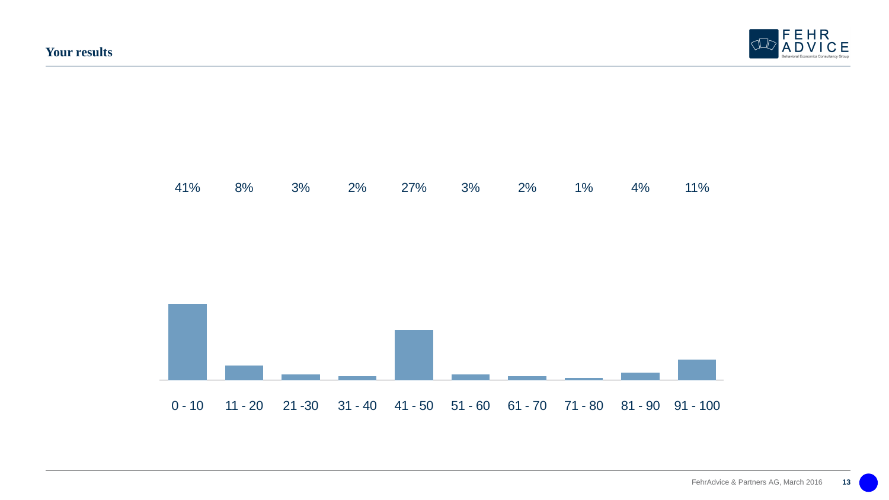## Your results

| 0 - 10 | 11 - 20 | 21 -30 | 31 - 40 | 41 - 50 | 51 - 60 | 61 - 70 | 71 - 80 | 81 - 90 | 91 - 100 |
|---|---|---|---|---|---|---|---|---|---|
| 41% | 8% | 3% | 2% | 27% | 3% | 2% | 1% | 4% | 11% |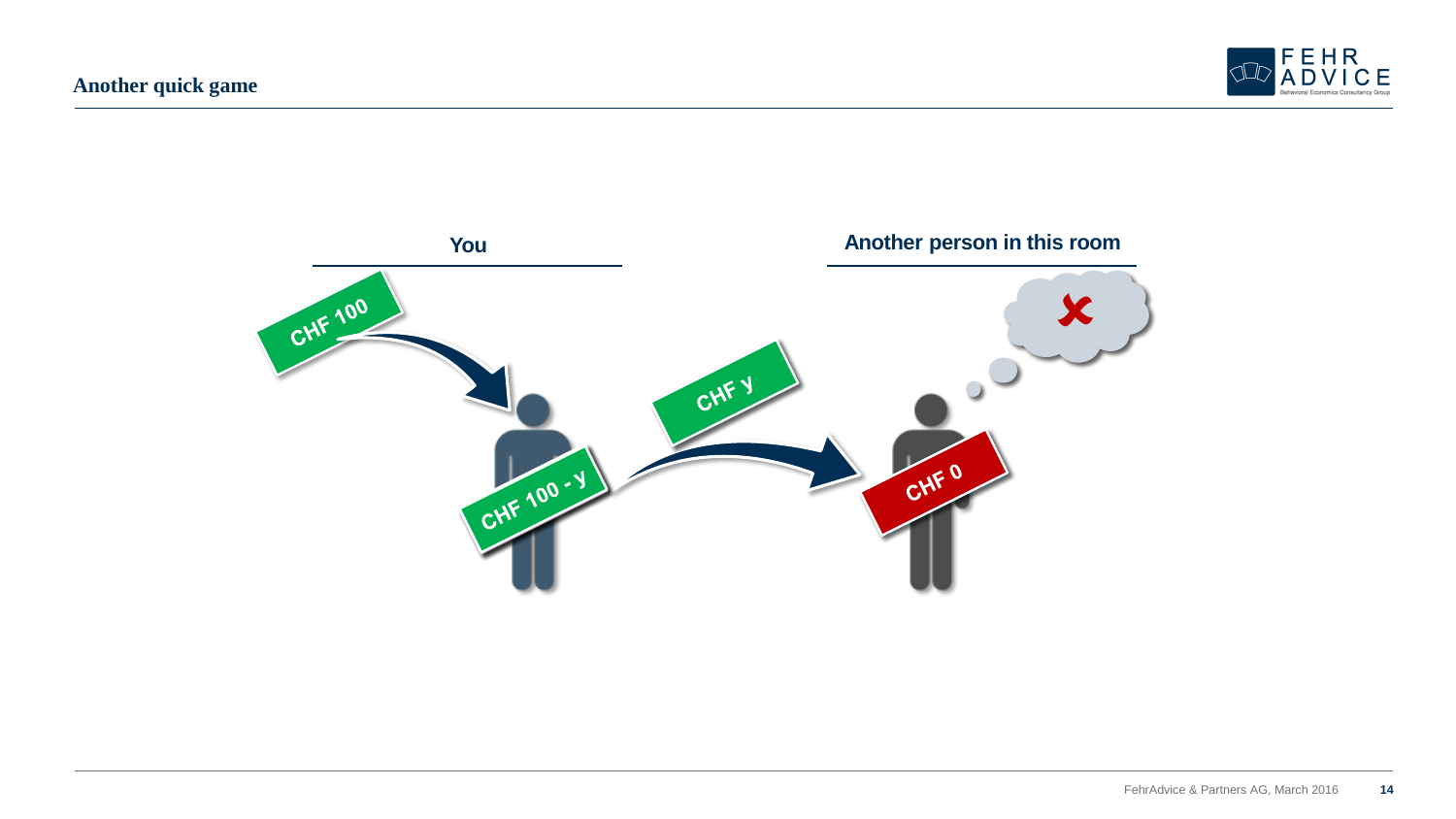# Another quick game

**You**

CHF 100

CHF 100 - y

CHF y

**Another person in this room**

CHF 0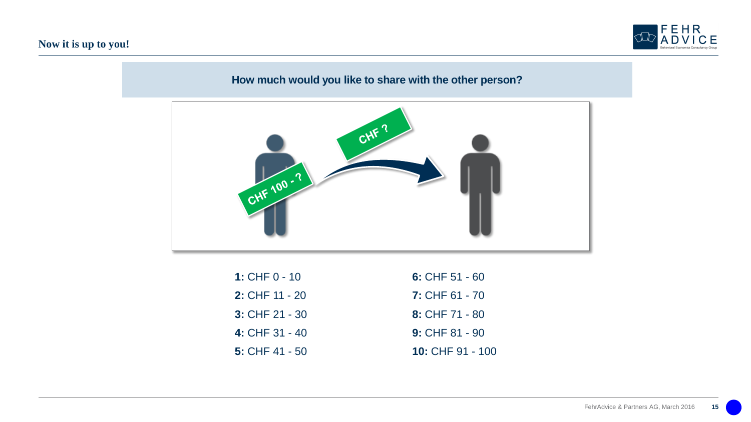## Now it is up to you!

**How much would you like to share with the other person?**

CHF 100 - ?

CHF ?

**1:** CHF 0 - 10

**2:** CHF 11 - 20

**3:** CHF 21 - 30

**4:** CHF 31 - 40

**5:** CHF 41 - 50

**6:** CHF 51 - 60

**7:** CHF 61 - 70

**8:** CHF 71 - 80

**9:** CHF 81 - 90

**10:** CHF 91 - 100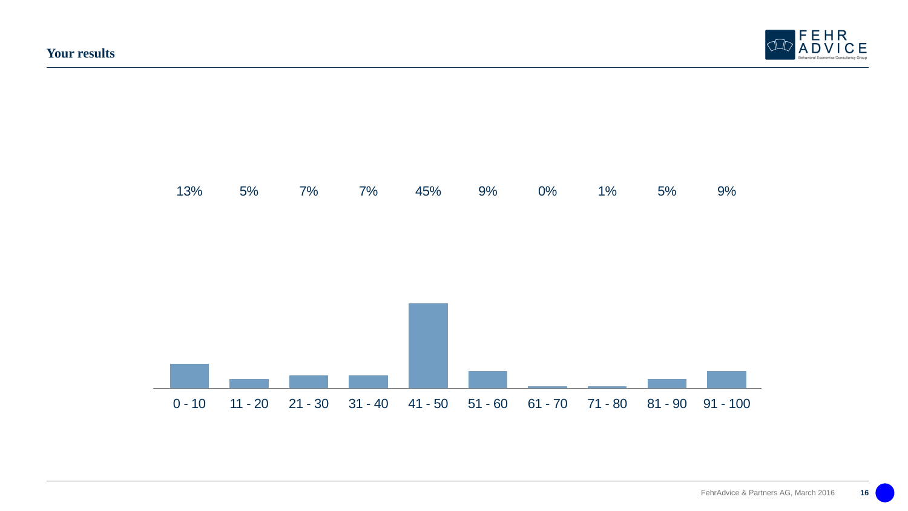## Your results

| 0 - 10 | 11 - 20 | 21 - 30 | 31 - 40 | 41 - 50 | 51 - 60 | 61 - 70 | 71 - 80 | 81 - 90 | 91 - 100 |
|---|---|---|---|---|---|---|---|---|---|
| 13% | 5% | 7% | 7% | 45% | 9% | 0% | 1% | 5% | 9% |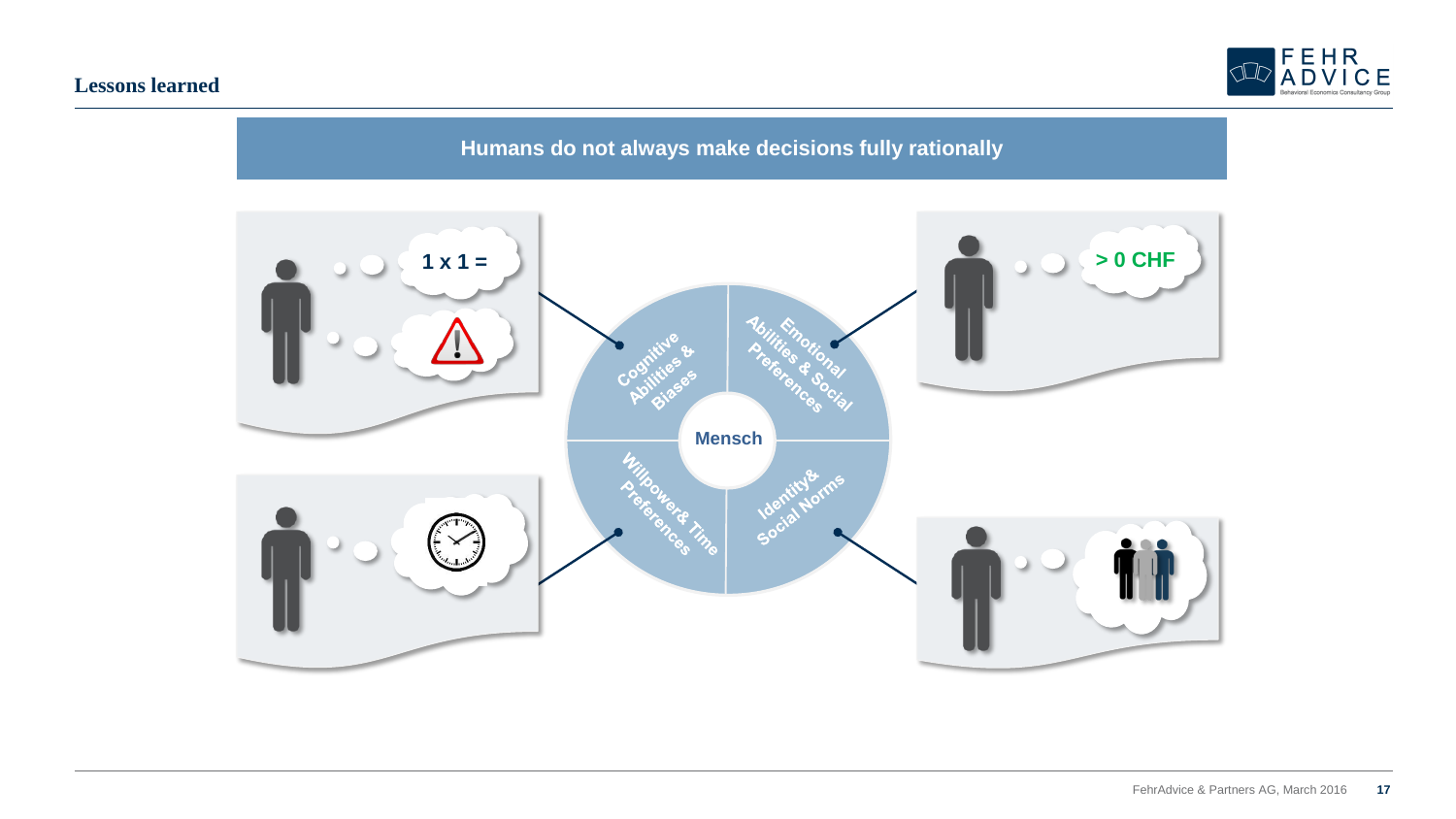## Lessons learned

**Humans do not always make decisions fully rationally**

1 x 1 =

> 0 CHF

Cognitive Abilities & Biases

Emotional Abilities & Social Preferences

Mensch

Willpower& Time Preferences

Identity& Social Norms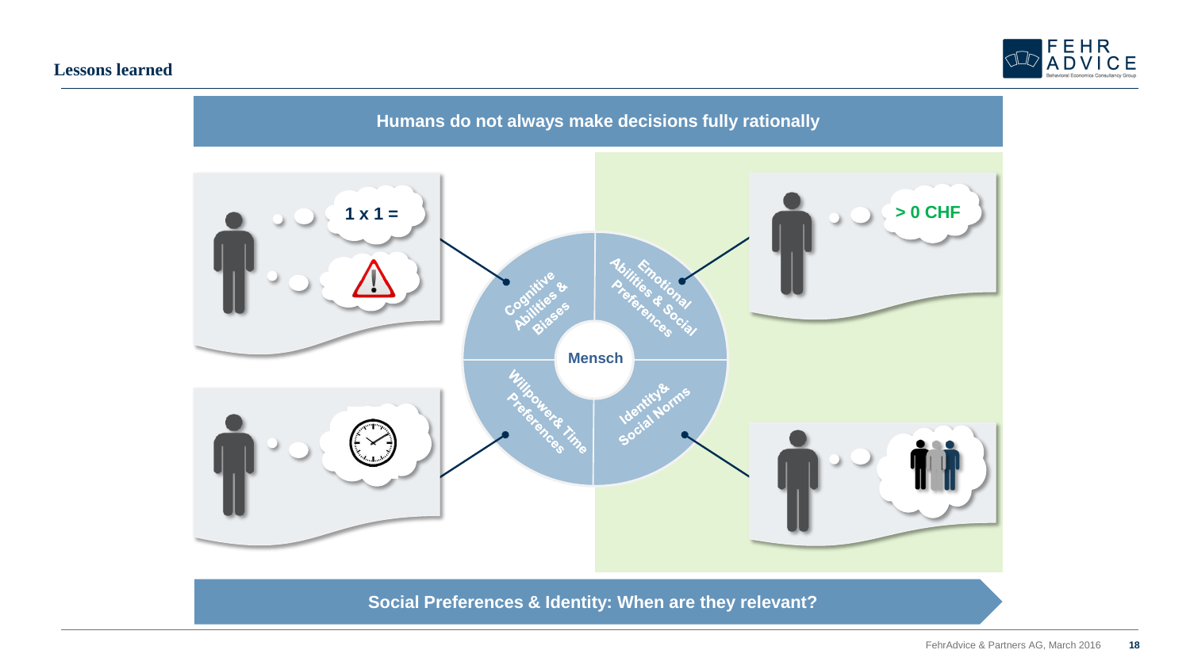## Lessons learned

**Humans do not always make decisions fully rationally**

1 x 1 =

> 0 CHF

Cognitive Abilities & Biases

Emotional Abilities & Social Preferences

Mensch

Willpower& Time Preferences

Identity& Social Norms

**Social Preferences & Identity: When are they relevant?**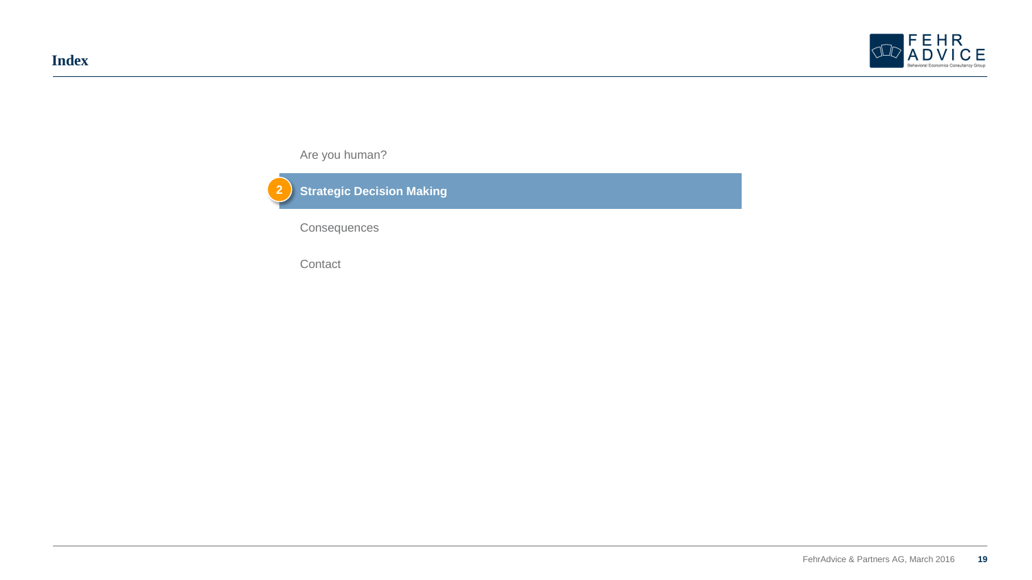# Index

- Are you human?
- **2 Strategic Decision Making**
- Consequences
- Contact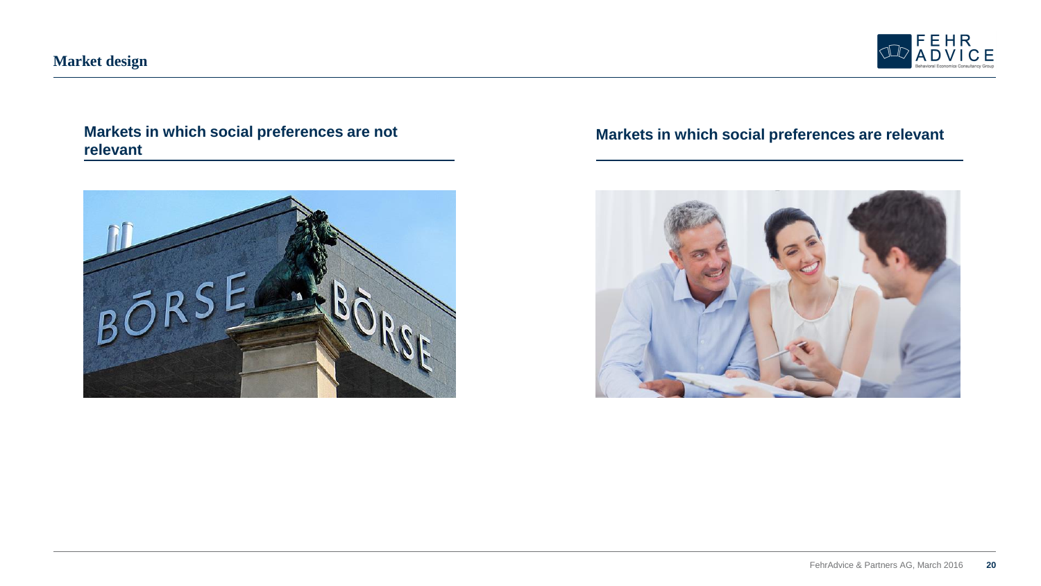## Market design

### Markets in which social preferences are not relevant

### Markets in which social preferences are relevant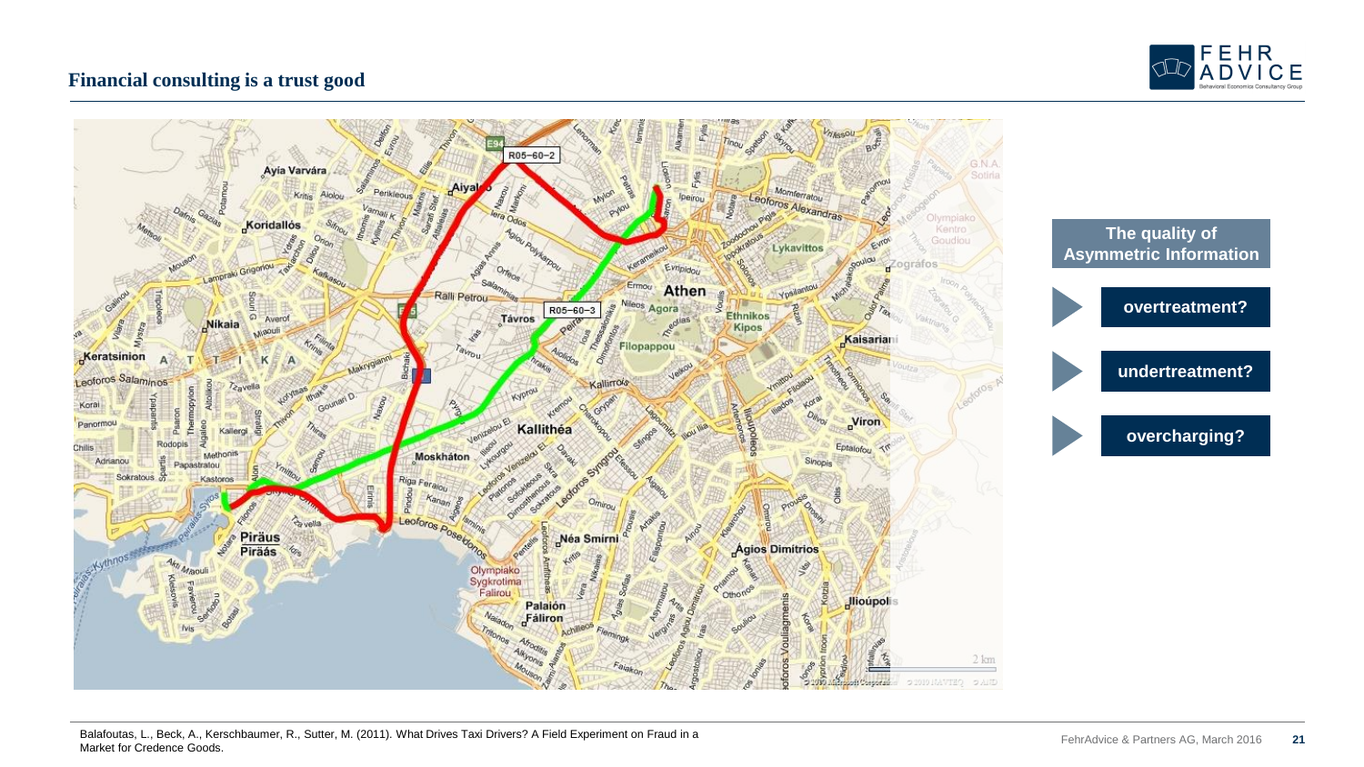## Financial consulting is a trust good

**The quality of Asymmetric Information**

- **overtreatment?**
- **undertreatment?**
- **overcharging?**

Balafoutas, L., Beck, A., Kerschbaumer, R., Sutter, M. (2011). What Drives Taxi Drivers? A Field Experiment on Fraud in a Market for Credence Goods.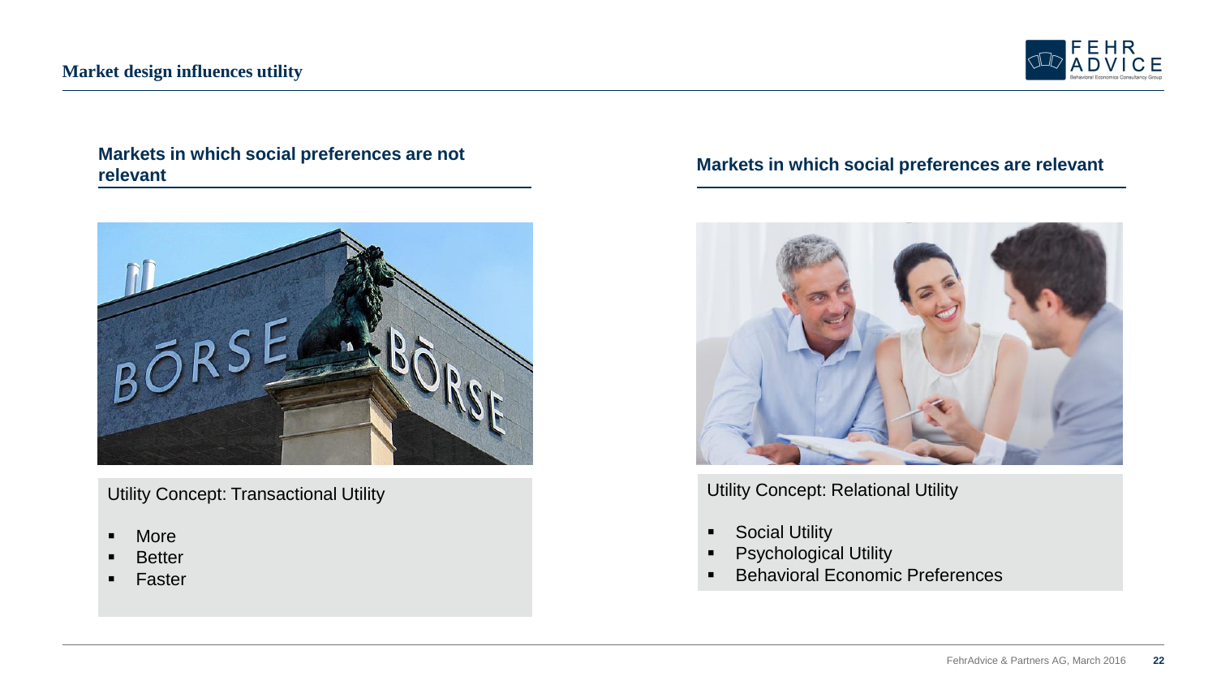## Market design influences utility

### Markets in which social preferences are not relevant

Utility Concept: Transactional Utility

- More
- Better
- Faster

### Markets in which social preferences are relevant

Utility Concept: Relational Utility

- Social Utility
- Psychological Utility
- Behavioral Economic Preferences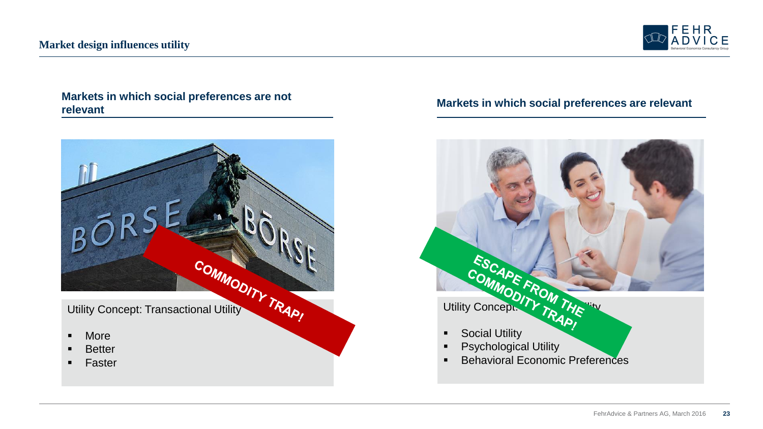# Market design influences utility

## Markets in which social preferences are not relevant

BÖRSE BÖRSE

COMMODITY TRAP!

Utility Concept: Transactional Utility

- More
- Better
- Faster

## Markets in which social preferences are relevant

ESCAPE FROM THE COMMODITY TRAP!

Utility Concept: ... Utility

- Social Utility
- Psychological Utility
- Behavioral Economic Preferences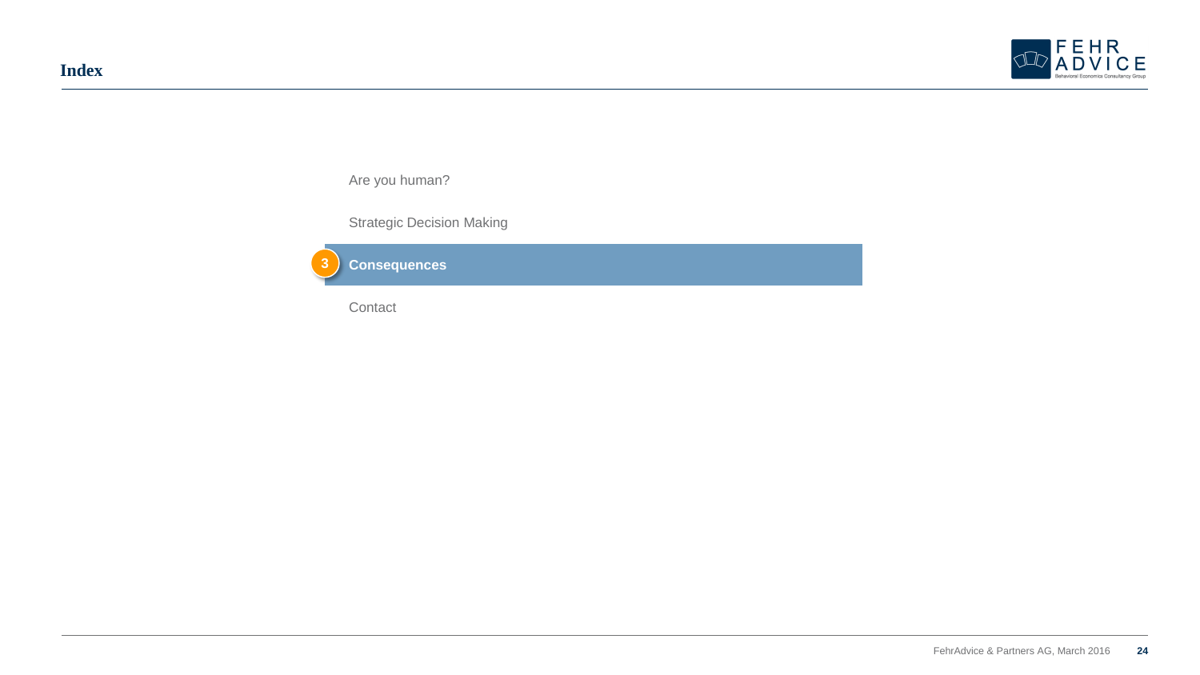# Index

Are you human?

Strategic Decision Making

**3 Consequences**

Contact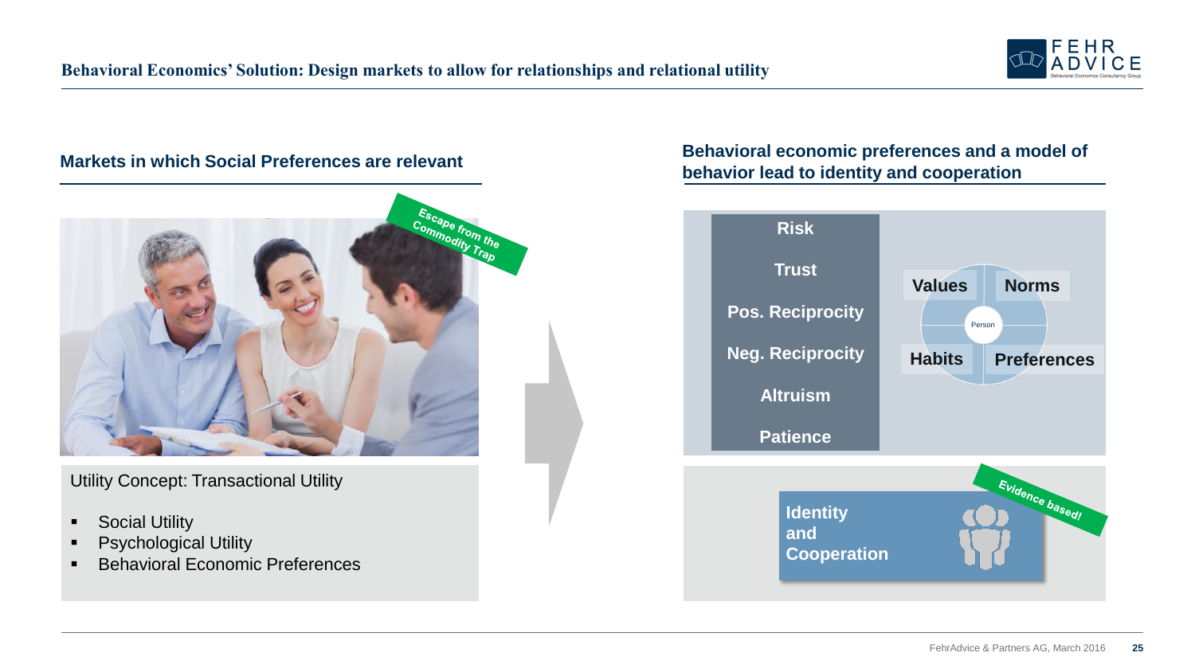## Behavioral Economics' Solution: Design markets to allow for relationships and relational utility

### Markets in which Social Preferences are relevant

Escape from the Commodity Trap

Utility Concept: Transactional Utility

- Social Utility
- Psychological Utility
- Behavioral Economic Preferences

### Behavioral economic preferences and a model of behavior lead to identity and cooperation

Risk

Trust

Pos. Reciprocity

Neg. Reciprocity

Altruism

Patience

Values | Norms | Person | Habits | Preferences

Evidence based!

Identity and Cooperation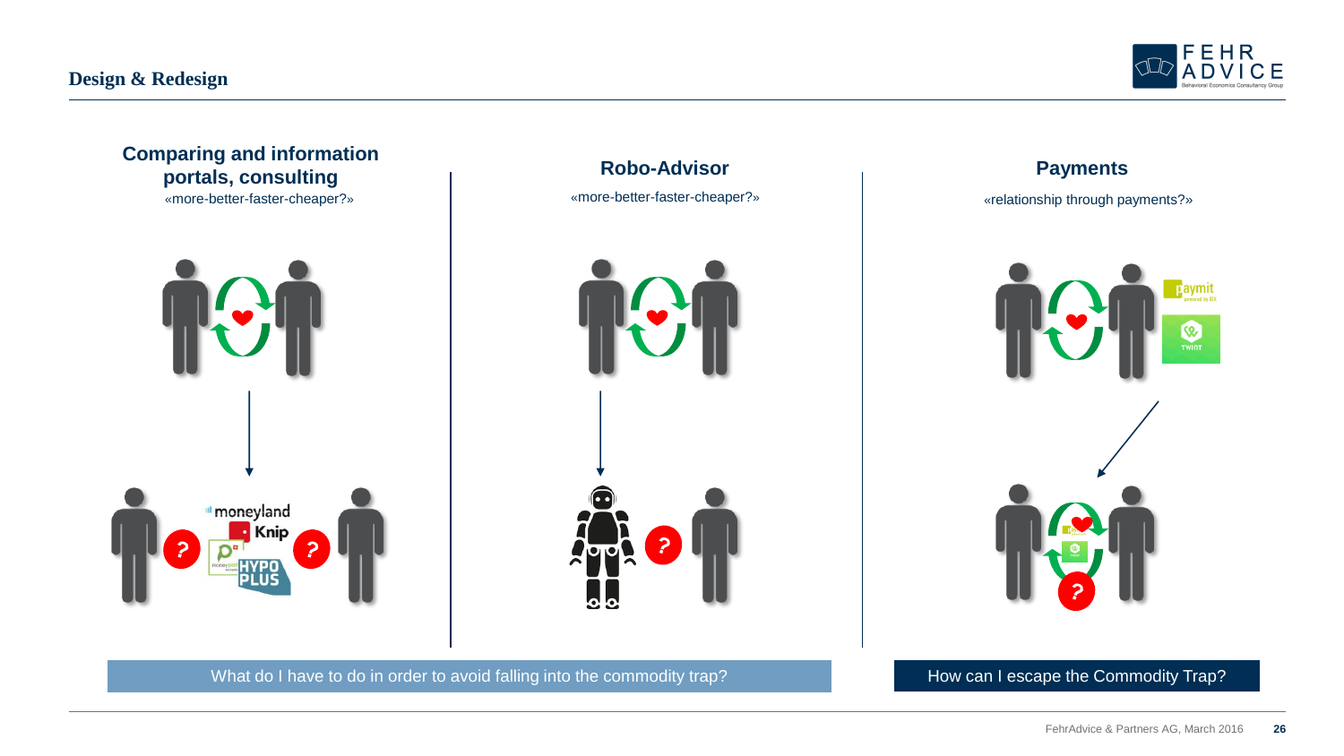## Design & Redesign

### Comparing and information portals, consulting

«more-better-faster-cheaper?»

moneyland
Knip
moneypark
HYPO PLUS

### Robo-Advisor

«more-better-faster-cheaper?»

### Payments

«relationship through payments?»

paymit
TWINT

What do I have to do in order to avoid falling into the commodity trap?

How can I escape the Commodity Trap?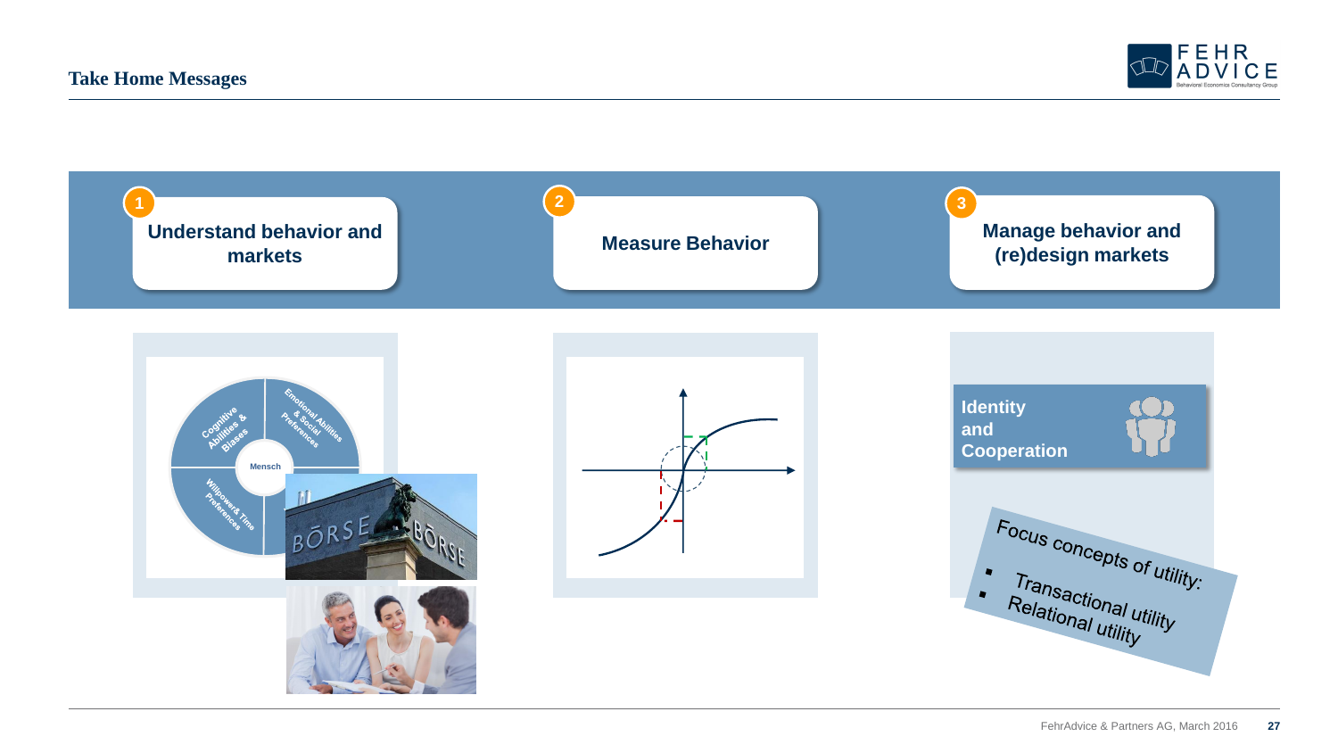# Take Home Messages

**1** Understand behavior and markets

**2** Measure Behavior

**3** Manage behavior and (re)design markets

Cognitive Abilities & Biases

Emotional Abilities & Social Preferences

Willpower & Time Preferences

Mensch

BÖRSE

**Identity and Cooperation**

Focus concepts of utility:

- Transactional utility
- Relational utility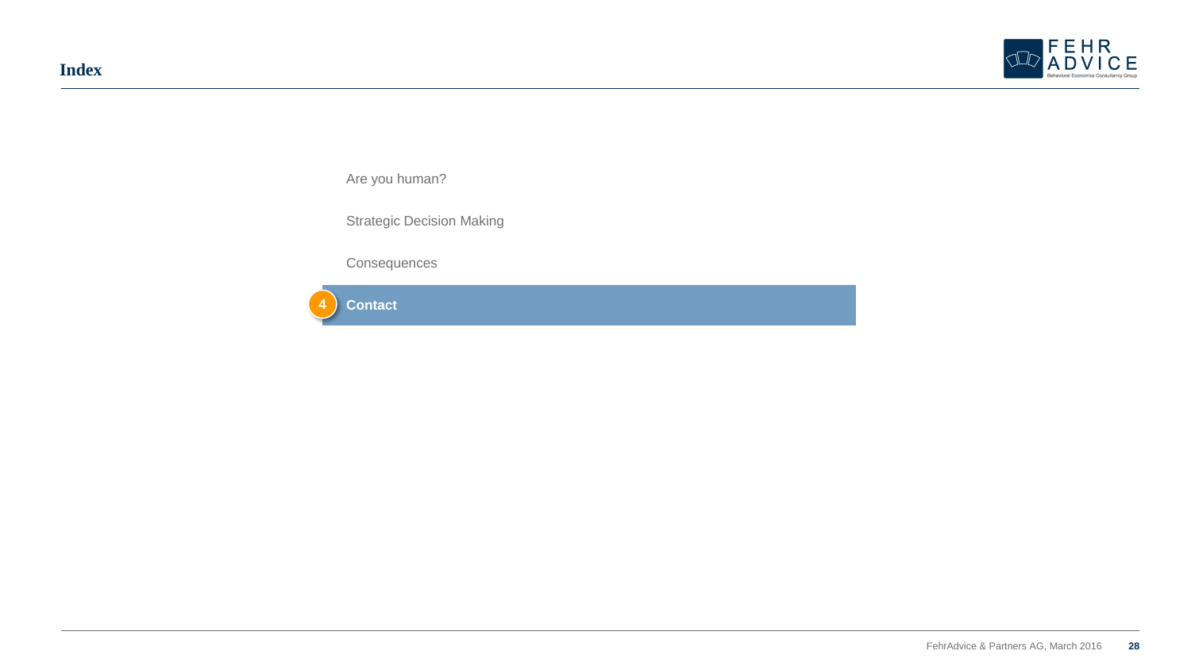# Index

Are you human?

Strategic Decision Making

Consequences

**4 Contact**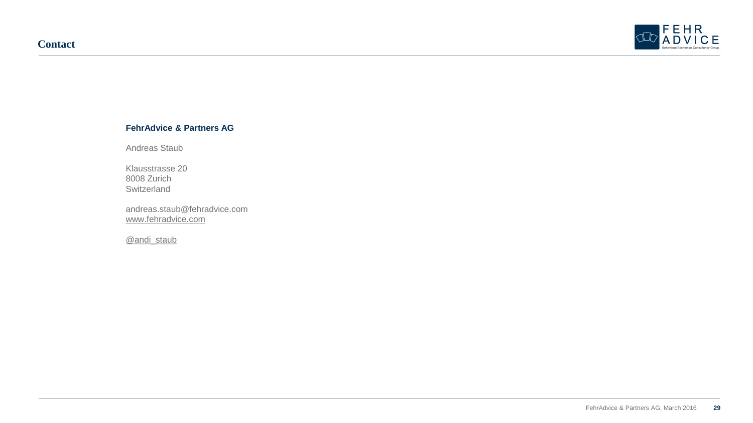# Contact

**FehrAdvice & Partners AG**

Andreas Staub

Klausstrasse 20
8008 Zurich
Switzerland

andreas.staub@fehradvice.com
www.fehradvice.com

@andi_staub